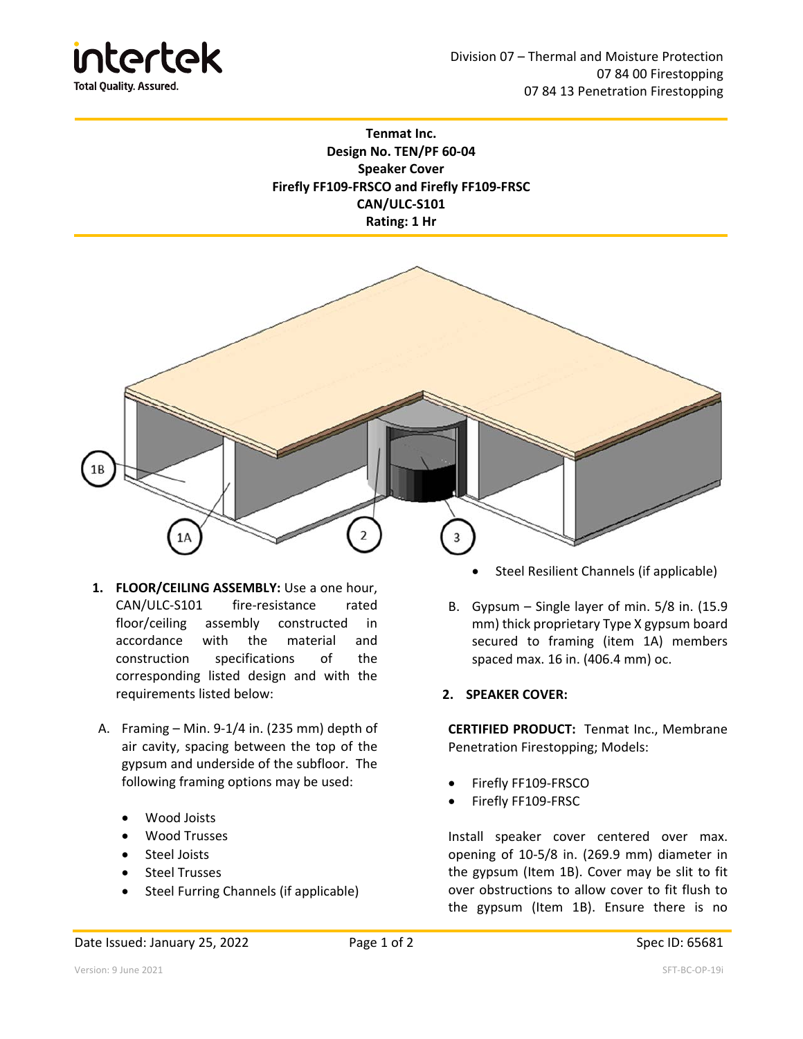Division 07 – Thermal and Moisture Protection
07 84 00 Firestopping
07 84 13 Penetration Firestopping

**Tenmat Inc.**
**Design No. TEN/PF 60-04**
**Speaker Cover**
**Firefly FF109-FRSCO and Firefly FF109-FRSC**
**CAN/ULC-S101**
**Rating: 1 Hr**

1. **FLOOR/CEILING ASSEMBLY:** Use a one hour, CAN/ULC-S101 fire-resistance rated floor/ceiling assembly constructed in accordance with the material and construction specifications of the corresponding listed design and with the requirements listed below:

   A. Framing – Min. 9-1/4 in. (235 mm) depth of air cavity, spacing between the top of the gypsum and underside of the subfloor. The following framing options may be used:

   - Wood Joists
   - Wood Trusses
   - Steel Joists
   - Steel Trusses
   - Steel Furring Channels (if applicable)
   - Steel Resilient Channels (if applicable)

   B. Gypsum – Single layer of min. 5/8 in. (15.9 mm) thick proprietary Type X gypsum board secured to framing (item 1A) members spaced max. 16 in. (406.4 mm) oc.

2. **SPEAKER COVER:**

**CERTIFIED PRODUCT:** Tenmat Inc., Membrane Penetration Firestopping; Models:

- Firefly FF109-FRSCO
- Firefly FF109-FRSC

Install speaker cover centered over max. opening of 10-5/8 in. (269.9 mm) diameter in the gypsum (Item 1B). Cover may be slit to fit over obstructions to allow cover to fit flush to the gypsum (Item 1B). Ensure there is no

Date Issued: January 25, 2022

Spec ID: 65681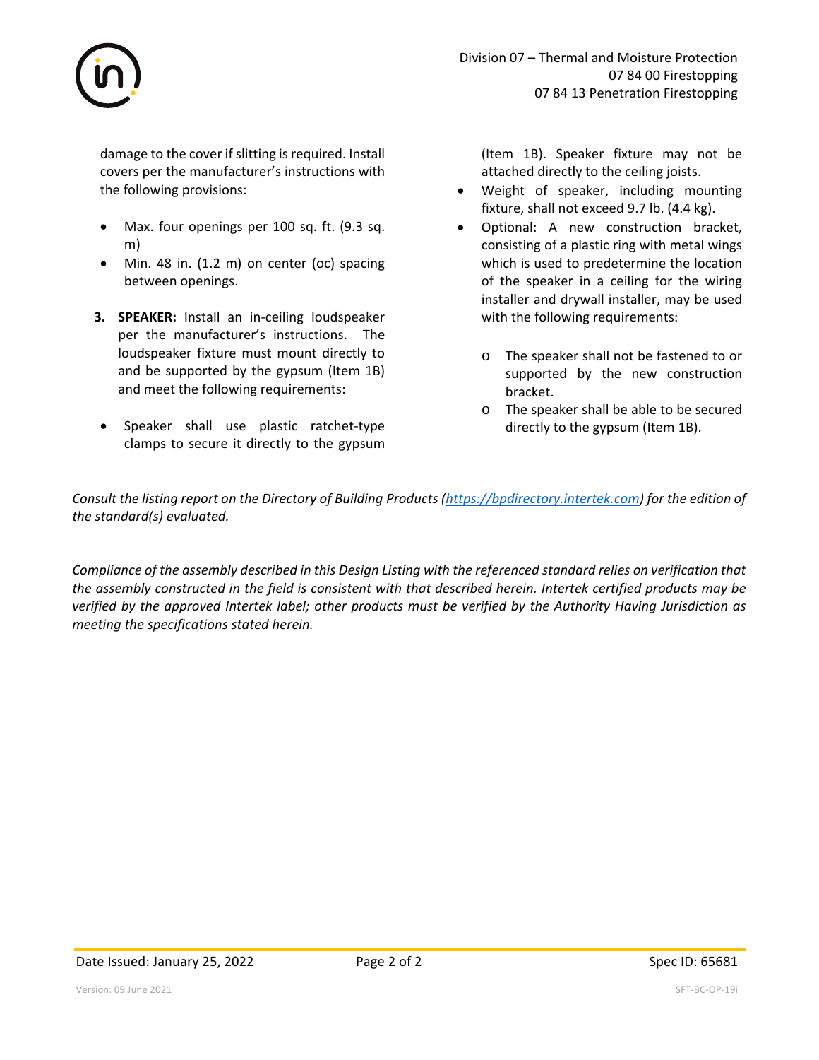damage to the cover if slitting is required. Install covers per the manufacturer's instructions with the following provisions:

- Max. four openings per 100 sq. ft. (9.3 sq. m)
- Min. 48 in. (1.2 m) on center (oc) spacing between openings.

3. **SPEAKER:** Install an in-ceiling loudspeaker per the manufacturer's instructions. The loudspeaker fixture must mount directly to and be supported by the gypsum (Item 1B) and meet the following requirements:

- Speaker shall use plastic ratchet-type clamps to secure it directly to the gypsum (Item 1B). Speaker fixture may not be attached directly to the ceiling joists.
- Weight of speaker, including mounting fixture, shall not exceed 9.7 lb. (4.4 kg).
- Optional: A new construction bracket, consisting of a plastic ring with metal wings which is used to predetermine the location of the speaker in a ceiling for the wiring installer and drywall installer, may be used with the following requirements:
  - The speaker shall not be fastened to or supported by the new construction bracket.
  - The speaker shall be able to be secured directly to the gypsum (Item 1B).

*Consult the listing report on the Directory of Building Products (https://bpdirectory.intertek.com) for the edition of the standard(s) evaluated.*

*Compliance of the assembly described in this Design Listing with the referenced standard relies on verification that the assembly constructed in the field is consistent with that described herein. Intertek certified products may be verified by the approved Intertek label; other products must be verified by the Authority Having Jurisdiction as meeting the specifications stated herein.*